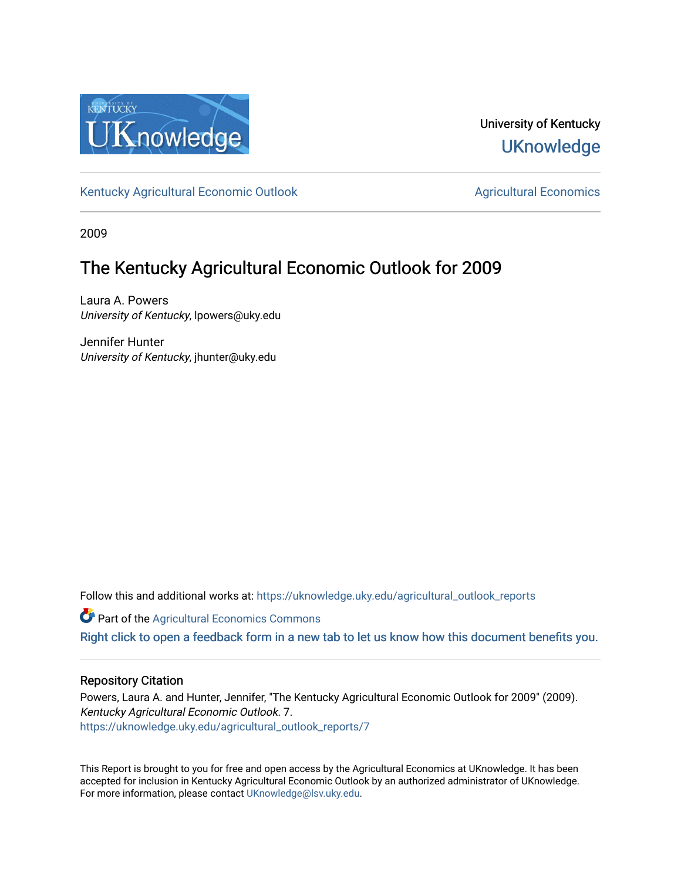University of Kentucky
UKnowledge

Kentucky Agricultural Economic Outlook

Agricultural Economics

2009

# The Kentucky Agricultural Economic Outlook for 2009

Laura A. Powers
*University of Kentucky*, lpowers@uky.edu

Jennifer Hunter
*University of Kentucky*, jhunter@uky.edu

Follow this and additional works at: https://uknowledge.uky.edu/agricultural_outlook_reports

Part of the Agricultural Economics Commons

Right click to open a feedback form in a new tab to let us know how this document benefits you.

## Repository Citation

Powers, Laura A. and Hunter, Jennifer, "The Kentucky Agricultural Economic Outlook for 2009" (2009). *Kentucky Agricultural Economic Outlook*. 7.
https://uknowledge.uky.edu/agricultural_outlook_reports/7

This Report is brought to you for free and open access by the Agricultural Economics at UKnowledge. It has been accepted for inclusion in Kentucky Agricultural Economic Outlook by an authorized administrator of UKnowledge. For more information, please contact UKnowledge@lsv.uky.edu.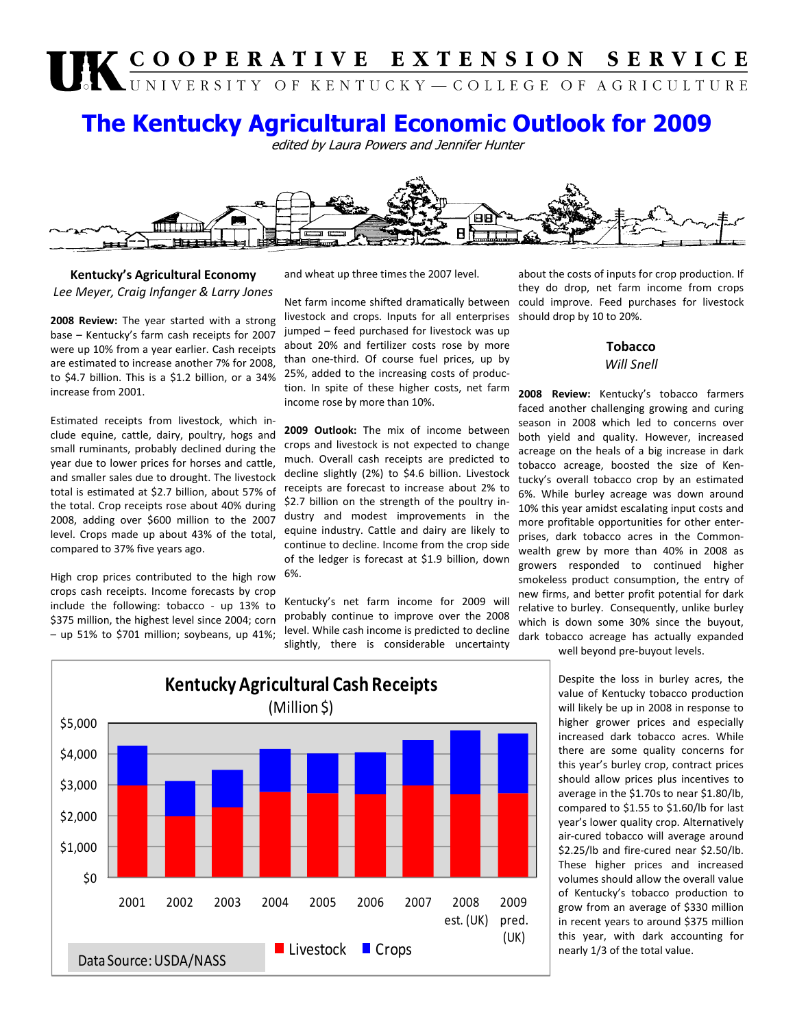# The Kentucky Agricultural Economic Outlook for 2009

*edited by Laura Powers and Jennifer Hunter*

## Kentucky's Agricultural Economy

*Lee Meyer, Craig Infanger & Larry Jones*

**2008 Review:** The year started with a strong base – Kentucky's farm cash receipts for 2007 were up 10% from a year earlier. Cash receipts are estimated to increase another 7% for 2008, to $4.7 billion. This is a $1.2 billion, or a 34% increase from 2001.

Estimated receipts from livestock, which include equine, cattle, dairy, poultry, hogs and small ruminants, probably declined during the year due to lower prices for horses and cattle, and smaller sales due to drought. The livestock total is estimated at $2.7 billion, about 57% of the total. Crop receipts rose about 40% during 2008, adding over $600 million to the 2007 level. Crops made up about 43% of the total, compared to 37% five years ago.

High crop prices contributed to the high row crops cash receipts. Income forecasts by crop include the following: tobacco - up 13% to $375 million, the highest level since 2004; corn – up 51% to $701 million; soybeans, up 41%; and wheat up three times the 2007 level.

Net farm income shifted dramatically between livestock and crops. Inputs for all enterprises jumped – feed purchased for livestock was up about 20% and fertilizer costs rose by more than one-third. Of course fuel prices, up by 25%, added to the increasing costs of production. In spite of these higher costs, net farm income rose by more than 10%.

**2009 Outlook:** The mix of income between crops and livestock is not expected to change much. Overall cash receipts are predicted to decline slightly (2%) to $4.6 billion. Livestock receipts are forecast to increase about 2% to $2.7 billion on the strength of the poultry industry and modest improvements in the equine industry. Cattle and dairy are likely to continue to decline. Income from the crop side of the ledger is forecast at $1.9 billion, down 6%.

Kentucky's net farm income for 2009 will probably continue to improve over the 2008 level. While cash income is predicted to decline slightly, there is considerable uncertainty about the costs of inputs for crop production. If they do drop, net farm income from crops could improve. Feed purchases for livestock should drop by 10 to 20%.

Kentucky Agricultural Cash Receipts
(Million $)

$5,000
$4,000
$3,000
$2,000
$1,000
$0

2001 2002 2003 2004 2005 2006 2007 2008 est. (UK) 2009 pred. (UK)

Livestock Crops

Data Source: USDA/NASS

## Tobacco

*Will Snell*

**2008 Review:** Kentucky's tobacco farmers faced another challenging growing and curing season in 2008 which led to concerns over both yield and quality. However, increased acreage on the heals of a big increase in dark tobacco acreage, boosted the size of Kentucky's overall tobacco crop by an estimated 6%. While burley acreage was down around 10% this year amidst escalating input costs and more profitable opportunities for other enterprises, dark tobacco acres in the Commonwealth grew by more than 40% in 2008 as growers responded to continued higher smokeless product consumption, the entry of new firms, and better profit potential for dark relative to burley. Consequently, unlike burley which is down some 30% since the buyout, dark tobacco acreage has actually expanded well beyond pre-buyout levels.

Despite the loss in burley acres, the value of Kentucky tobacco production will likely be up in 2008 in response to higher grower prices and especially increased dark tobacco acres. While there are some quality concerns for this year's burley crop, contract prices should allow prices plus incentives to average in the $1.70s to near $1.80/lb, compared to $1.55 to $1.60/lb for last year's lower quality crop. Alternatively air-cured tobacco will average around $2.25/lb and fire-cured near $2.50/lb. These higher prices and increased volumes should allow the overall value of Kentucky's tobacco production to grow from an average of $330 million in recent years to around $375 million this year, with dark accounting for nearly 1/3 of the total value.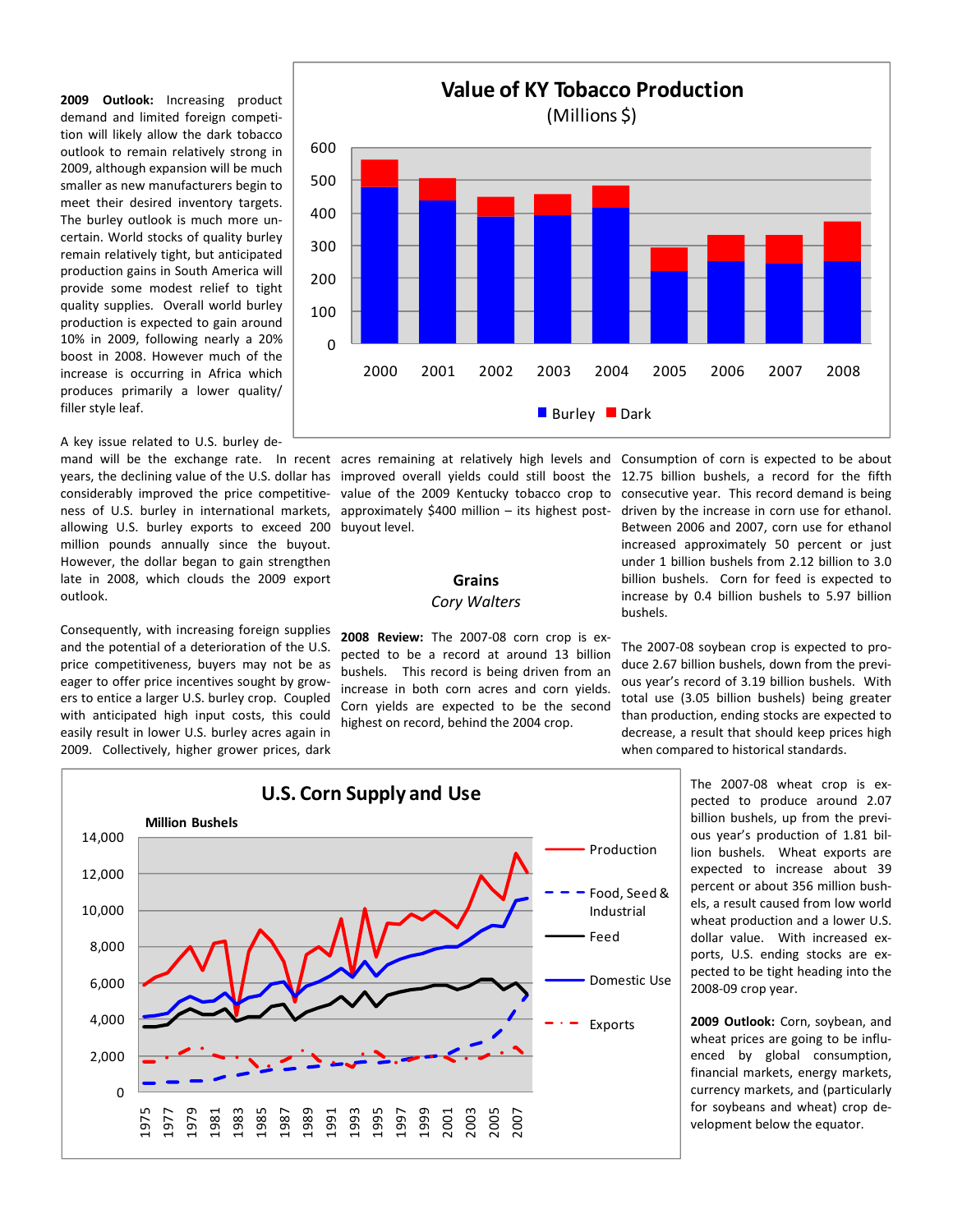**2009 Outlook:** Increasing product demand and limited foreign competition will likely allow the dark tobacco outlook to remain relatively strong in 2009, although expansion will be much smaller as new manufacturers begin to meet their desired inventory targets. The burley outlook is much more uncertain. World stocks of quality burley remain relatively tight, but anticipated production gains in South America will provide some modest relief to tight quality supplies. Overall world burley production is expected to gain around 10% in 2009, following nearly a 20% boost in 2008. However much of the increase is occurring in Africa which produces primarily a lower quality/filler style leaf.

Value of KY Tobacco Production
(Millions $)

600
500
400
300
200
100
0

2000 2001 2002 2003 2004 2005 2006 2007 2008

Burley Dark

A key issue related to U.S. burley demand will be the exchange rate. In recent years, the declining value of the U.S. dollar has considerably improved the price competitiveness of U.S. burley in international markets, allowing U.S. burley exports to exceed 200 million pounds annually since the buyout. However, the dollar began to gain strengthen late in 2008, which clouds the 2009 export outlook.

Consequently, with increasing foreign supplies and the potential of a deterioration of the U.S. price competitiveness, buyers may not be as eager to offer price incentives sought by growers to entice a larger U.S. burley crop. Coupled with anticipated high input costs, this could easily result in lower U.S. burley acres again in 2009. Collectively, higher grower prices, dark acres remaining at relatively high levels and improved overall yields could still boost the value of the 2009 Kentucky tobacco crop to approximately $400 million – its highest post-buyout level.

## Grains

*Cory Walters*

**2008 Review:** The 2007-08 corn crop is expected to be a record at around 13 billion bushels. This record is being driven from an increase in both corn acres and corn yields. Corn yields are expected to be the second highest on record, behind the 2004 crop.

Consumption of corn is expected to be about 12.75 billion bushels, a record for the fifth consecutive year. This record demand is being driven by the increase in corn use for ethanol. Between 2006 and 2007, corn use for ethanol increased approximately 50 percent or just under 1 billion bushels from 2.12 billion to 3.0 billion bushels. Corn for feed is expected to increase by 0.4 billion bushels to 5.97 billion bushels.

The 2007-08 soybean crop is expected to produce 2.67 billion bushels, down from the previous year's record of 3.19 billion bushels. With total use (3.05 billion bushels) being greater than production, ending stocks are expected to decrease, a result that should keep prices high when compared to historical standards.

U.S. Corn Supply and Use

Million Bushels

14,000
12,000
10,000
8,000
6,000
4,000
2,000
0

1975 1977 1979 1981 1983 1985 1987 1989 1991 1993 1995 1997 1999 2001 2003 2005 2007

Production
Food, Seed & Industrial
Feed
Domestic Use
Exports

The 2007-08 wheat crop is expected to produce around 2.07 billion bushels, up from the previous year's production of 1.81 billion bushels. Wheat exports are expected to increase about 39 percent or about 356 million bushels, a result caused from low world wheat production and a lower U.S. dollar value. With increased exports, U.S. ending stocks are expected to be tight heading into the 2008-09 crop year.

**2009 Outlook:** Corn, soybean, and wheat prices are going to be influenced by global consumption, financial markets, energy markets, currency markets, and (particularly for soybeans and wheat) crop development below the equator.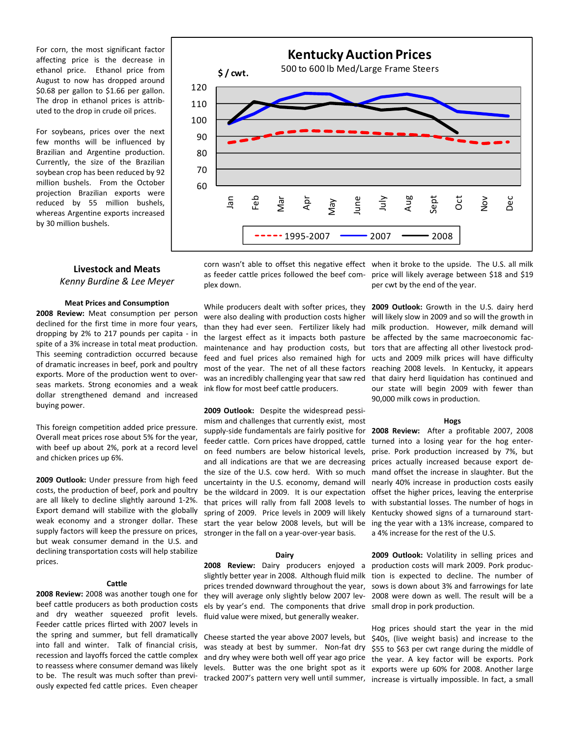For corn, the most significant factor affecting price is the decrease in ethanol price. Ethanol price from August to now has dropped around $0.68 per gallon to $1.66 per gallon. The drop in ethanol prices is attributed to the drop in crude oil prices.

For soybeans, prices over the next few months will be influenced by Brazilian and Argentine production. Currently, the size of the Brazilian soybean crop has been reduced by 92 million bushels. From the October projection Brazilian exports were reduced by 55 million bushels, whereas Argentine exports increased by 30 million bushels.

Kentucky Auction Prices
500 to 600 lb Med/Large Frame Steers
$ / cwt.
120
110
100
90
80
70
60
Jan
Feb
Mar
Apr
May
June
July
Aug
Sept
Oct
Nov
Dec
1995-2007
2007
2008

## Livestock and Meats

*Kenny Burdine & Lee Meyer*

### Meat Prices and Consumption

**2008 Review:** Meat consumption per person declined for the first time in more four years, dropping by 2% to 217 pounds per capita - in spite of a 3% increase in total meat production. This seeming contradiction occurred because of dramatic increases in beef, pork and poultry exports. More of the production went to overseas markets. Strong economies and a weak dollar strengthened demand and increased buying power.

This foreign competition added price pressure. Overall meat prices rose about 5% for the year, with beef up about 2%, pork at a record level and chicken prices up 6%.

**2009 Outlook:** Under pressure from high feed costs, the production of beef, pork and poultry are all likely to decline slightly aaround 1-2%. Export demand will stabilize with the globally weak economy and a stronger dollar. These supply factors will keep the pressure on prices, but weak consumer demand in the U.S. and declining transportation costs will help stabilize prices.

### Cattle

**2008 Review:** 2008 was another tough one for beef cattle producers as both production costs and dry weather squeezed profit levels. Feeder cattle prices flirted with 2007 levels in the spring and summer, but fell dramatically into fall and winter. Talk of financial crisis, recession and layoffs forced the cattle complex to reassess where consumer demand was likely to be. The result was much softer than previously expected fed cattle prices. Even cheaper corn wasn't able to offset this negative effect as feeder cattle prices followed the beef complex down.

While producers dealt with softer prices, they were also dealing with production costs higher than they had ever seen. Fertilizer likely had the largest effect as it impacts both pasture maintenance and hay production costs, but feed and fuel prices also remained high for most of the year. The net of all these factors was an incredibly challenging year that saw red ink flow for most beef cattle producers.

**2009 Outlook:** Despite the widespread pessimism and challenges that currently exist, most supply-side fundamentals are fairly positive for feeder cattle. Corn prices have dropped, cattle on feed numbers are below historical levels, and all indications are that we are decreasing the size of the U.S. cow herd. With so much uncertainty in the U.S. economy, demand will be the wildcard in 2009. It is our expectation that prices will rally from fall 2008 levels to spring of 2009. Price levels in 2009 will likely start the year below 2008 levels, but will be stronger in the fall on a year-over-year basis.

### Dairy

**2008 Review:** Dairy producers enjoyed a slightly better year in 2008. Although fluid milk prices trended downward throughout the year, they will average only slightly below 2007 levels by year's end. The components that drive fluid value were mixed, but generally weaker.

Cheese started the year above 2007 levels, but was steady at best by summer. Non-fat dry and dry whey were both well off year ago price levels. Butter was the one bright spot as it tracked 2007's pattern very well until summer, when it broke to the upside. The U.S. all milk price will likely average between $18 and $19 per cwt by the end of the year.

**2009 Outlook:** Growth in the U.S. dairy herd will likely slow in 2009 and so will the growth in milk production. However, milk demand will be affected by the same macroeconomic factors that are affecting all other livestock products and 2009 milk prices will have difficulty reaching 2008 levels. In Kentucky, it appears that dairy herd liquidation has continued and our state will begin 2009 with fewer than 90,000 milk cows in production.

### Hogs

**2008 Review:** After a profitable 2007, 2008 turned into a losing year for the hog enterprise. Pork production increased by 7%, but prices actually increased because export demand offset the increase in slaughter. But the nearly 40% increase in production costs easily offset the higher prices, leaving the enterprise with substantial losses. The number of hogs in Kentucky showed signs of a turnaround starting the year with a 13% increase, compared to a 4% increase for the rest of the U.S.

**2009 Outlook:** Volatility in selling prices and production costs will mark 2009. Pork production is expected to decline. The number of sows is down about 3% and farrowings for late 2008 were down as well. The result will be a small drop in pork production.

Hog prices should start the year in the mid $40s, (live weight basis) and increase to the $55 to $63 per cwt range during the middle of the year. A key factor will be exports. Pork exports were up 60% for 2008. Another large increase is virtually impossible. In fact, a small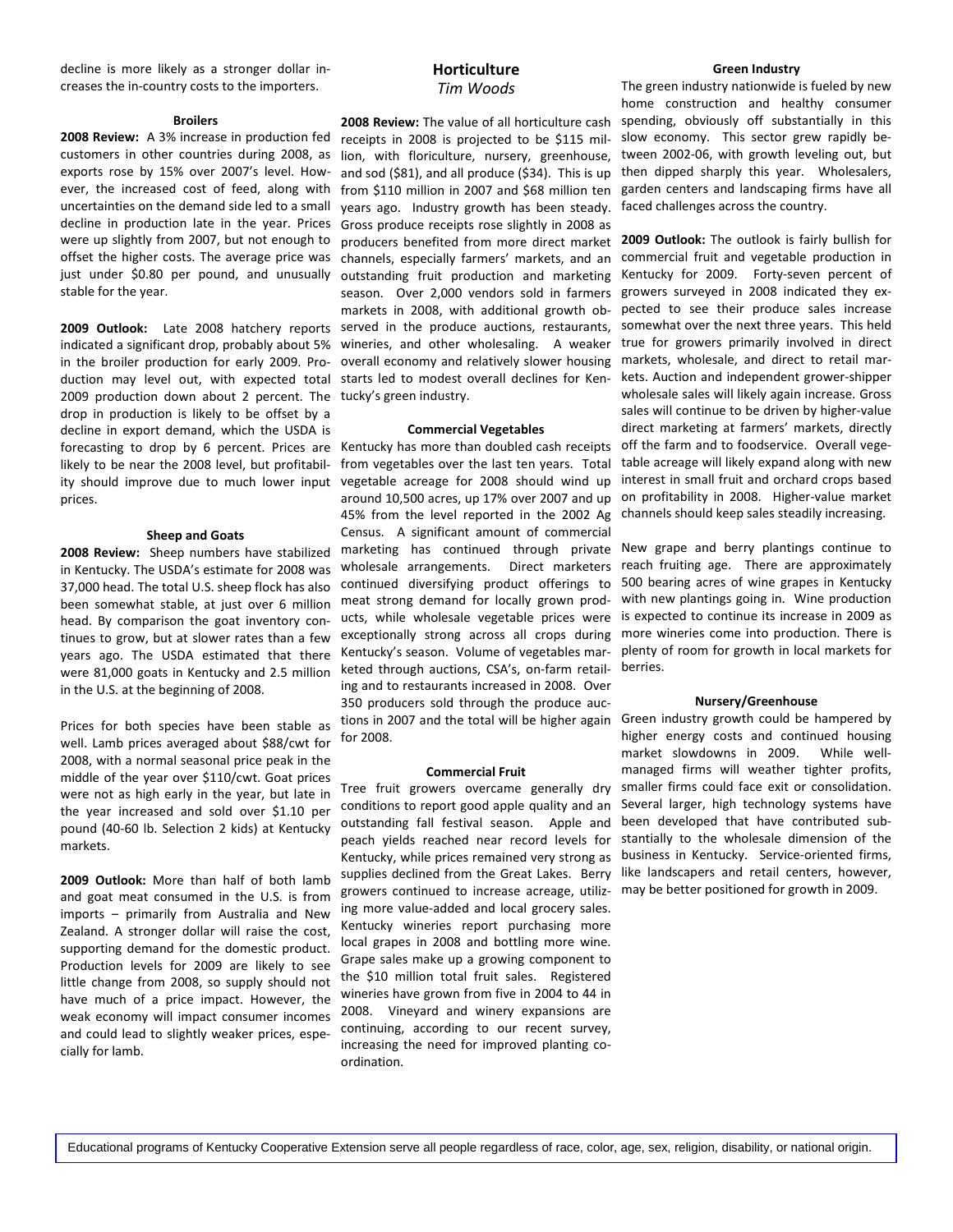decline is more likely as a stronger dollar increases the in-country costs to the importers.

### Broilers

**2008 Review:** A 3% increase in production fed customers in other countries during 2008, as exports rose by 15% over 2007's level. However, the increased cost of feed, along with uncertainties on the demand side led to a small decline in production late in the year. Prices were up slightly from 2007, but not enough to offset the higher costs. The average price was just under $0.80 per pound, and unusually stable for the year.

**2009 Outlook:** Late 2008 hatchery reports indicated a significant drop, probably about 5% in the broiler production for early 2009. Production may level out, with expected total 2009 production down about 2 percent. The drop in production is likely to be offset by a decline in export demand, which the USDA is forecasting to drop by 6 percent. Prices are likely to be near the 2008 level, but profitability should improve due to much lower input prices.

### Sheep and Goats

**2008 Review:** Sheep numbers have stabilized in Kentucky. The USDA's estimate for 2008 was 37,000 head. The total U.S. sheep flock has also been somewhat stable, at just over 6 million head. By comparison the goat inventory continues to grow, but at slower rates than a few years ago. The USDA estimated that there were 81,000 goats in Kentucky and 2.5 million in the U.S. at the beginning of 2008.

Prices for both species have been stable as well. Lamb prices averaged about $88/cwt for 2008, with a normal seasonal price peak in the middle of the year over $110/cwt. Goat prices were not as high early in the year, but late in the year increased and sold over $1.10 per pound (40-60 lb. Selection 2 kids) at Kentucky markets.

**2009 Outlook:** More than half of both lamb and goat meat consumed in the U.S. is from imports – primarily from Australia and New Zealand. A stronger dollar will raise the cost, supporting demand for the domestic product. Production levels for 2009 are likely to see little change from 2008, so supply should not have much of a price impact. However, the weak economy will impact consumer incomes and could lead to slightly weaker prices, especially for lamb.

## Horticulture

*Tim Woods*

**2008 Review:** The value of all horticulture cash receipts in 2008 is projected to be $115 million, with floriculture, nursery, greenhouse, and sod ($81), and all produce ($34). This is up from $110 million in 2007 and $68 million ten years ago. Industry growth has been steady. Gross produce receipts rose slightly in 2008 as producers benefited from more direct market channels, especially farmers' markets, and an outstanding fruit production and marketing season. Over 2,000 vendors sold in farmers markets in 2008, with additional growth observed in the produce auctions, restaurants, wineries, and other wholesaling. A weaker overall economy and relatively slower housing starts led to modest overall declines for Kentucky's green industry.

### Commercial Vegetables

Kentucky has more than doubled cash receipts from vegetables over the last ten years. Total vegetable acreage for 2008 should wind up around 10,500 acres, up 17% over 2007 and up 45% from the level reported in the 2002 Ag Census. A significant amount of commercial marketing has continued through private wholesale arrangements. Direct marketers continued diversifying product offerings to meat strong demand for locally grown products, while wholesale vegetable prices were exceptionally strong across all crops during Kentucky's season. Volume of vegetables marketed through auctions, CSA's, on-farm retailing and to restaurants increased in 2008. Over 350 producers sold through the produce auctions in 2007 and the total will be higher again for 2008.

### Commercial Fruit

Tree fruit growers overcame generally dry conditions to report good apple quality and an outstanding fall festival season. Apple and peach yields reached near record levels for Kentucky, while prices remained very strong as supplies declined from the Great Lakes. Berry growers continued to increase acreage, utilizing more value-added and local grocery sales. Kentucky wineries report purchasing more local grapes in 2008 and bottling more wine. Grape sales make up a growing component to the $10 million total fruit sales. Registered wineries have grown from five in 2004 to 44 in 2008. Vineyard and winery expansions are continuing, according to our recent survey, increasing the need for improved planting coordination.

### Green Industry

The green industry nationwide is fueled by new home construction and healthy consumer spending, obviously off substantially in this slow economy. This sector grew rapidly between 2002-06, with growth leveling out, but then dipped sharply this year. Wholesalers, garden centers and landscaping firms have all faced challenges across the country.

**2009 Outlook:** The outlook is fairly bullish for commercial fruit and vegetable production in Kentucky for 2009. Forty-seven percent of growers surveyed in 2008 indicated they expected to see their produce sales increase somewhat over the next three years. This held true for growers primarily involved in direct markets, wholesale, and direct to retail markets. Auction and independent grower-shipper wholesale sales will likely again increase. Gross sales will continue to be driven by higher-value direct marketing at farmers' markets, directly off the farm and to foodservice. Overall vegetable acreage will likely expand along with new interest in small fruit and orchard crops based on profitability in 2008. Higher-value market channels should keep sales steadily increasing.

New grape and berry plantings continue to reach fruiting age. There are approximately 500 bearing acres of wine grapes in Kentucky with new plantings going in. Wine production is expected to continue its increase in 2009 as more wineries come into production. There is plenty of room for growth in local markets for berries.

### Nursery/Greenhouse

Green industry growth could be hampered by higher energy costs and continued housing market slowdowns in 2009. While well-managed firms will weather tighter profits, smaller firms could face exit or consolidation. Several larger, high technology systems have been developed that have contributed substantially to the wholesale dimension of the business in Kentucky. Service-oriented firms, like landscapers and retail centers, however, may be better positioned for growth in 2009.

Educational programs of Kentucky Cooperative Extension serve all people regardless of race, color, age, sex, religion, disability, or national origin.